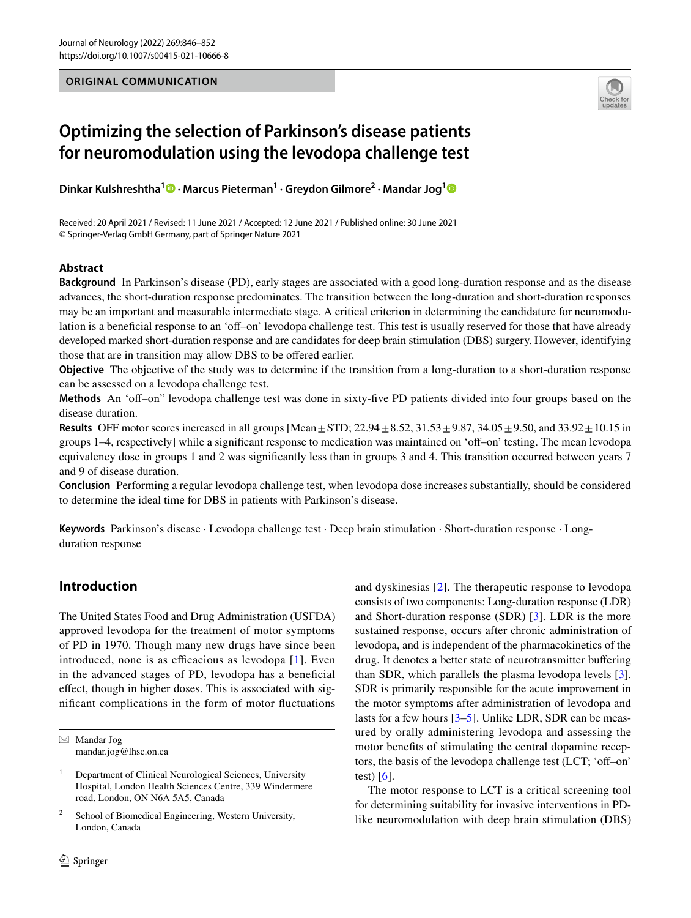ORIGINAL COMMUNICATION

# Optimizing the selection of Parkinson's disease patients for neuromodulation using the levodopa challenge test

**Dinkar Kulshreshtha[1] · Marcus Pieterman[1] · Greydon Gilmore[2] · Mandar Jog[1]**

Received: 20 April 2021 / Revised: 11 June 2021 / Accepted: 12 June 2021 / Published online: 30 June 2021
© Springer-Verlag GmbH Germany, part of Springer Nature 2021

## Abstract

**Background** In Parkinson's disease (PD), early stages are associated with a good long-duration response and as the disease advances, the short-duration response predominates. The transition between the long-duration and short-duration responses may be an important and measurable intermediate stage. A critical criterion in determining the candidature for neuromodulation is a beneficial response to an 'off–on' levodopa challenge test. This test is usually reserved for those that have already developed marked short-duration response and are candidates for deep brain stimulation (DBS) surgery. However, identifying those that are in transition may allow DBS to be offered earlier.

**Objective** The objective of the study was to determine if the transition from a long-duration to a short-duration response can be assessed on a levodopa challenge test.

**Methods** An 'off–on" levodopa challenge test was done in sixty-five PD patients divided into four groups based on the disease duration.

**Results** OFF motor scores increased in all groups [Mean ± STD; 22.94 ± 8.52, 31.53 ± 9.87, 34.05 ± 9.50, and 33.92 ± 10.15 in groups 1–4, respectively] while a significant response to medication was maintained on 'off–on' testing. The mean levodopa equivalency dose in groups 1 and 2 was significantly less than in groups 3 and 4. This transition occurred between years 7 and 9 of disease duration.

**Conclusion** Performing a regular levodopa challenge test, when levodopa dose increases substantially, should be considered to determine the ideal time for DBS in patients with Parkinson's disease.

**Keywords** Parkinson's disease · Levodopa challenge test · Deep brain stimulation · Short-duration response · Long-duration response

## Introduction

The United States Food and Drug Administration (USFDA) approved levodopa for the treatment of motor symptoms of PD in 1970. Though many new drugs have since been introduced, none is as efficacious as levodopa [1]. Even in the advanced stages of PD, levodopa has a beneficial effect, though in higher doses. This is associated with significant complications in the form of motor fluctuations and dyskinesias [2]. The therapeutic response to levodopa consists of two components: Long-duration response (LDR) and Short-duration response (SDR) [3]. LDR is the more sustained response, occurs after chronic administration of levodopa, and is independent of the pharmacokinetics of the drug. It denotes a better state of neurotransmitter buffering than SDR, which parallels the plasma levodopa levels [3]. SDR is primarily responsible for the acute improvement in the motor symptoms after administration of levodopa and lasts for a few hours [3–5]. Unlike LDR, SDR can be measured by orally administering levodopa and assessing the motor benefits of stimulating the central dopamine receptors, the basis of the levodopa challenge test (LCT; 'off–on' test) [6].

The motor response to LCT is a critical screening tool for determining suitability for invasive interventions in PD-like neuromodulation with deep brain stimulation (DBS)

✉ Mandar Jog
mandar.jog@lhsc.on.ca

[1] Department of Clinical Neurological Sciences, University Hospital, London Health Sciences Centre, 339 Windermere road, London, ON N6A 5A5, Canada

[2] School of Biomedical Engineering, Western University, London, Canada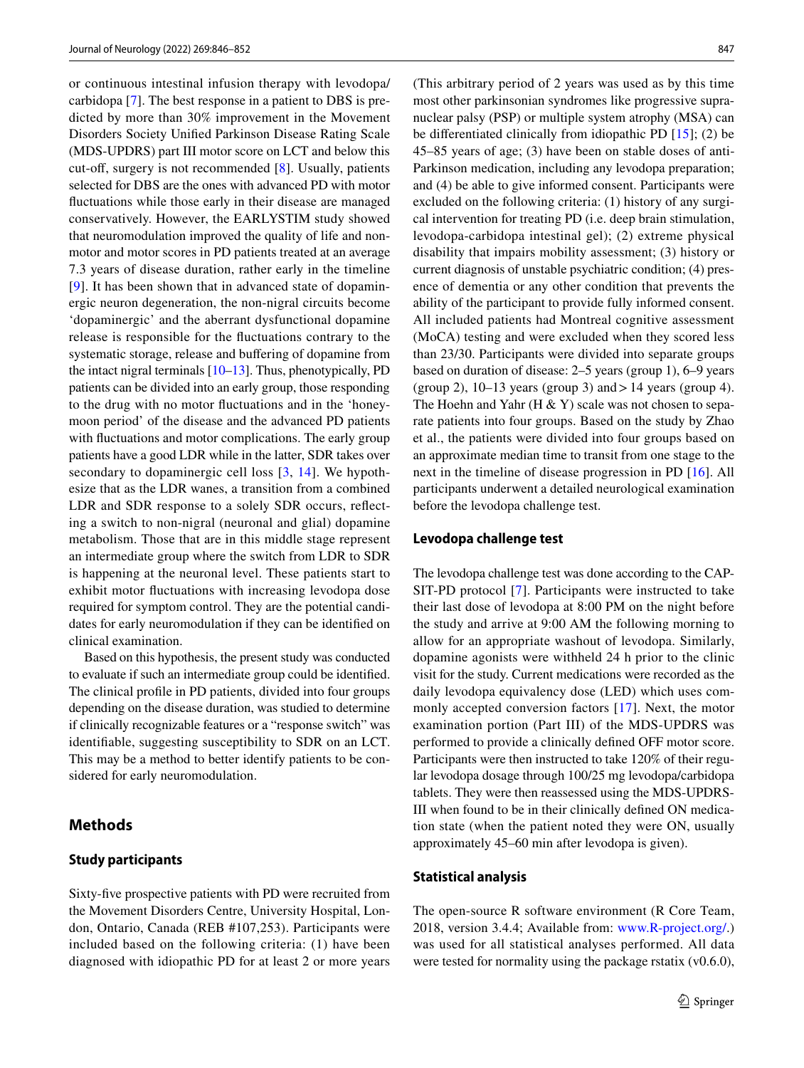or continuous intestinal infusion therapy with levodopa/carbidopa [7]. The best response in a patient to DBS is predicted by more than 30% improvement in the Movement Disorders Society Unified Parkinson Disease Rating Scale (MDS-UPDRS) part III motor score on LCT and below this cut-off, surgery is not recommended [8]. Usually, patients selected for DBS are the ones with advanced PD with motor fluctuations while those early in their disease are managed conservatively. However, the EARLYSTIM study showed that neuromodulation improved the quality of life and non-motor and motor scores in PD patients treated at an average 7.3 years of disease duration, rather early in the timeline [9]. It has been shown that in advanced state of dopaminergic neuron degeneration, the non-nigral circuits become 'dopaminergic' and the aberrant dysfunctional dopamine release is responsible for the fluctuations contrary to the systematic storage, release and buffering of dopamine from the intact nigral terminals [10–13]. Thus, phenotypically, PD patients can be divided into an early group, those responding to the drug with no motor fluctuations and in the 'honeymoon period' of the disease and the advanced PD patients with fluctuations and motor complications. The early group patients have a good LDR while in the latter, SDR takes over secondary to dopaminergic cell loss [3, 14]. We hypothesize that as the LDR wanes, a transition from a combined LDR and SDR response to a solely SDR occurs, reflecting a switch to non-nigral (neuronal and glial) dopamine metabolism. Those that are in this middle stage represent an intermediate group where the switch from LDR to SDR is happening at the neuronal level. These patients start to exhibit motor fluctuations with increasing levodopa dose required for symptom control. They are the potential candidates for early neuromodulation if they can be identified on clinical examination.

Based on this hypothesis, the present study was conducted to evaluate if such an intermediate group could be identified. The clinical profile in PD patients, divided into four groups depending on the disease duration, was studied to determine if clinically recognizable features or a "response switch" was identifiable, suggesting susceptibility to SDR on an LCT. This may be a method to better identify patients to be considered for early neuromodulation.

## Methods

### Study participants

Sixty-five prospective patients with PD were recruited from the Movement Disorders Centre, University Hospital, London, Ontario, Canada (REB #107,253). Participants were included based on the following criteria: (1) have been diagnosed with idiopathic PD for at least 2 or more years (This arbitrary period of 2 years was used as by this time most other parkinsonian syndromes like progressive supranuclear palsy (PSP) or multiple system atrophy (MSA) can be differentiated clinically from idiopathic PD [15]; (2) be 45–85 years of age; (3) have been on stable doses of anti-Parkinson medication, including any levodopa preparation; and (4) be able to give informed consent. Participants were excluded on the following criteria: (1) history of any surgical intervention for treating PD (i.e. deep brain stimulation, levodopa-carbidopa intestinal gel); (2) extreme physical disability that impairs mobility assessment; (3) history or current diagnosis of unstable psychiatric condition; (4) presence of dementia or any other condition that prevents the ability of the participant to provide fully informed consent. All included patients had Montreal cognitive assessment (MoCA) testing and were excluded when they scored less than 23/30. Participants were divided into separate groups based on duration of disease: 2–5 years (group 1), 6–9 years (group 2), 10–13 years (group 3) and > 14 years (group 4). The Hoehn and Yahr (H & Y) scale was not chosen to separate patients into four groups. Based on the study by Zhao et al., the patients were divided into four groups based on an approximate median time to transit from one stage to the next in the timeline of disease progression in PD [16]. All participants underwent a detailed neurological examination before the levodopa challenge test.

### Levodopa challenge test

The levodopa challenge test was done according to the CAPSIT-PD protocol [7]. Participants were instructed to take their last dose of levodopa at 8:00 PM on the night before the study and arrive at 9:00 AM the following morning to allow for an appropriate washout of levodopa. Similarly, dopamine agonists were withheld 24 h prior to the clinic visit for the study. Current medications were recorded as the daily levodopa equivalency dose (LED) which uses commonly accepted conversion factors [17]. Next, the motor examination portion (Part III) of the MDS-UPDRS was performed to provide a clinically defined OFF motor score. Participants were then instructed to take 120% of their regular levodopa dosage through 100/25 mg levodopa/carbidopa tablets. They were then reassessed using the MDS-UPDRS-III when found to be in their clinically defined ON medication state (when the patient noted they were ON, usually approximately 45–60 min after levodopa is given).

### Statistical analysis

The open-source R software environment (R Core Team, 2018, version 3.4.4; Available from: www.R-project.org/.) was used for all statistical analyses performed. All data were tested for normality using the package rstatix (v0.6.0),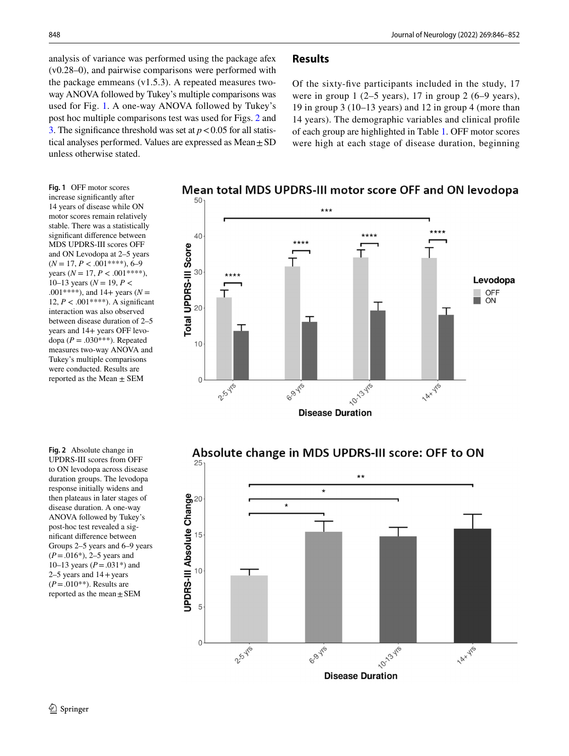analysis of variance was performed using the package afex (v0.28–0), and pairwise comparisons were performed with the package emmeans (v1.5.3). A repeated measures two-way ANOVA followed by Tukey's multiple comparisons was used for Fig. 1. A one-way ANOVA followed by Tukey's post hoc multiple comparisons test was used for Figs. 2 and 3. The significance threshold was set at $p < 0.05$ for all statistical analyses performed. Values are expressed as Mean ± SD unless otherwise stated.

## Results

Of the sixty-five participants included in the study, 17 were in group 1 (2–5 years), 17 in group 2 (6–9 years), 19 in group 3 (10–13 years) and 12 in group 4 (more than 14 years). The demographic variables and clinical profile of each group are highlighted in Table 1. OFF motor scores were high at each stage of disease duration, beginning

**Fig. 1** OFF motor scores increase significantly after 14 years of disease while ON motor scores remain relatively stable. There was a statistically significant difference between MDS UPDRS-III scores OFF and ON Levodopa at 2–5 years ($N = 17$, $P < .001$****), 6–9 years ($N = 17$, $P < .001$****), 10–13 years ($N = 19$, $P < .001$****), and 14+ years ($N = 12$, $P < .001$****). A significant interaction was also observed between disease duration of 2–5 years and 14+ years OFF levodopa ($P = .030$***). Repeated measures two-way ANOVA and Tukey's multiple comparisons were conducted. Results are reported as the Mean ± SEM

**Fig. 2** Absolute change in UPDRS-III scores from OFF to ON levodopa across disease duration groups. The levodopa response initially widens and then plateaus in later stages of disease duration. A one-way ANOVA followed by Tukey's post-hoc test revealed a significant difference between Groups 2–5 years and 6–9 years ($P = .016$*), 2–5 years and 10–13 years ($P = .031$*) and 2–5 years and 14+ years ($P = .010$**). Results are reported as the mean ± SEM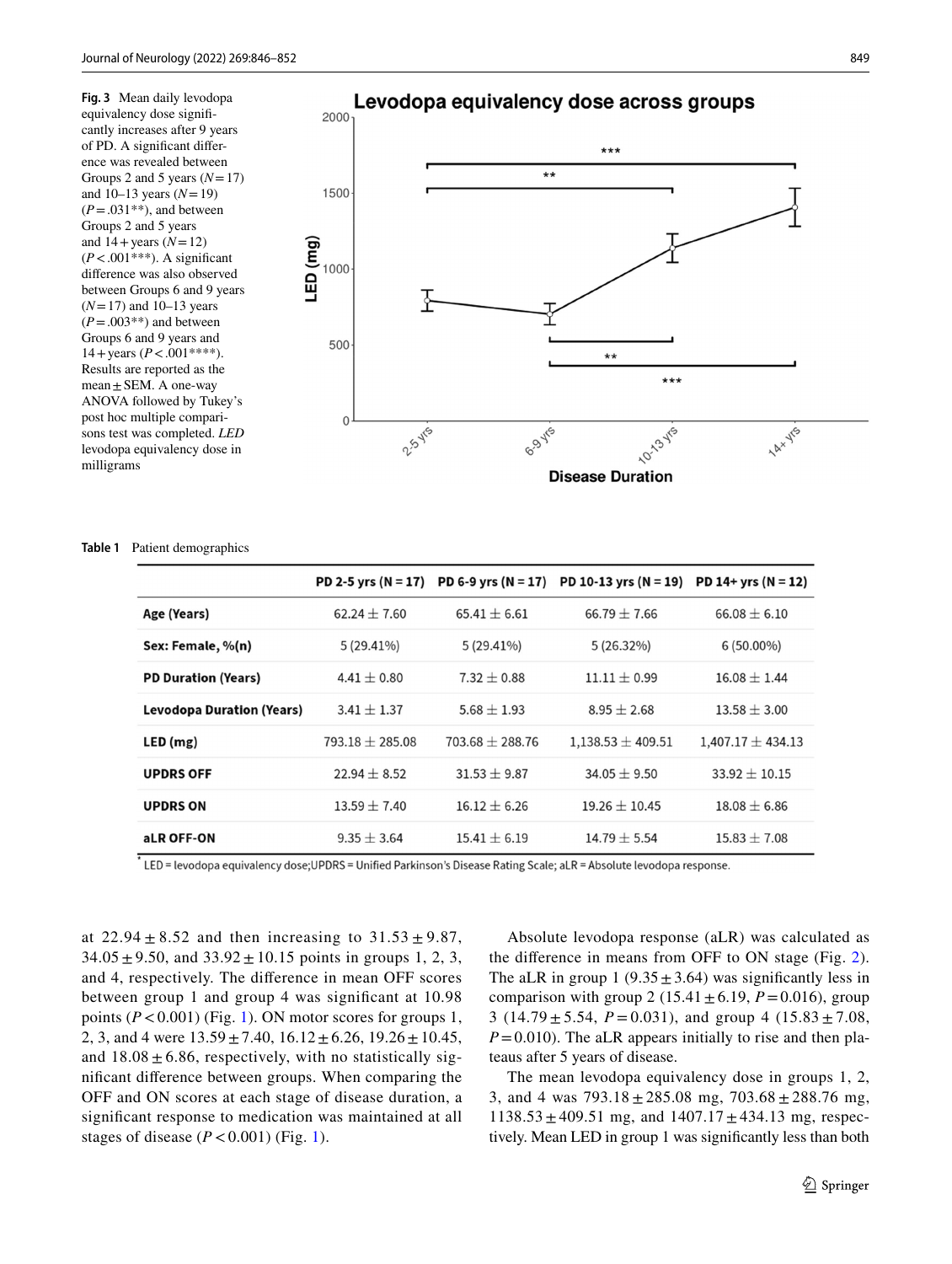**Fig. 3** Mean daily levodopa equivalency dose significantly increases after 9 years of PD. A significant difference was revealed between Groups 2 and 5 years ($N=17$) and 10–13 years ($N=19$) ($P=.031$**), and between Groups 2 and 5 years and 14+years ($N=12$) ($P<.001$***). A significant difference was also observed between Groups 6 and 9 years ($N=17$) and 10–13 years ($P=.003$**) and between Groups 6 and 9 years and 14+years ($P<.001$****). Results are reported as the mean ± SEM. A one-way ANOVA followed by Tukey's post hoc multiple comparisons test was completed. *LED* levodopa equivalency dose in milligrams

**Table 1** Patient demographics

| | PD 2-5 yrs (N = 17) | PD 6-9 yrs (N = 17) | PD 10-13 yrs (N = 19) | PD 14+ yrs (N = 12) |
|---|---|---|---|---|
| **Age (Years)** | 62.24 ± 7.60 | 65.41 ± 6.61 | 66.79 ± 7.66 | 66.08 ± 6.10 |
| **Sex: Female, %(n)** | 5 (29.41%) | 5 (29.41%) | 5 (26.32%) | 6 (50.00%) |
| **PD Duration (Years)** | 4.41 ± 0.80 | 7.32 ± 0.88 | 11.11 ± 0.99 | 16.08 ± 1.44 |
| **Levodopa Duration (Years)** | 3.41 ± 1.37 | 5.68 ± 1.93 | 8.95 ± 2.68 | 13.58 ± 3.00 |
| **LED (mg)** | 793.18 ± 285.08 | 703.68 ± 288.76 | 1,138.53 ± 409.51 | 1,407.17 ± 434.13 |
| **UPDRS OFF** | 22.94 ± 8.52 | 31.53 ± 9.87 | 34.05 ± 9.50 | 33.92 ± 10.15 |
| **UPDRS ON** | 13.59 ± 7.40 | 16.12 ± 6.26 | 19.26 ± 10.45 | 18.08 ± 6.86 |
| **aLR OFF-ON** | 9.35 ± 3.64 | 15.41 ± 6.19 | 14.79 ± 5.54 | 15.83 ± 7.08 |

* LED = levodopa equivalency dose;UPDRS = Unified Parkinson's Disease Rating Scale; aLR = Absolute levodopa response.

at 22.94 ± 8.52 and then increasing to 31.53 ± 9.87, 34.05 ± 9.50, and 33.92 ± 10.15 points in groups 1, 2, 3, and 4, respectively. The difference in mean OFF scores between group 1 and group 4 was significant at 10.98 points ($P<0.001$) (Fig. 1). ON motor scores for groups 1, 2, 3, and 4 were 13.59 ± 7.40, 16.12 ± 6.26, 19.26 ± 10.45, and 18.08 ± 6.86, respectively, with no statistically significant difference between groups. When comparing the OFF and ON scores at each stage of disease duration, a significant response to medication was maintained at all stages of disease ($P<0.001$) (Fig. 1).

Absolute levodopa response (aLR) was calculated as the difference in means from OFF to ON stage (Fig. 2). The aLR in group 1 (9.35 ± 3.64) was significantly less in comparison with group 2 (15.41 ± 6.19, $P=0.016$), group 3 (14.79 ± 5.54, $P=0.031$), and group 4 (15.83 ± 7.08, $P=0.010$). The aLR appears initially to rise and then plateaus after 5 years of disease.

The mean levodopa equivalency dose in groups 1, 2, 3, and 4 was 793.18 ± 285.08 mg, 703.68 ± 288.76 mg, 1138.53 ± 409.51 mg, and 1407.17 ± 434.13 mg, respectively. Mean LED in group 1 was significantly less than both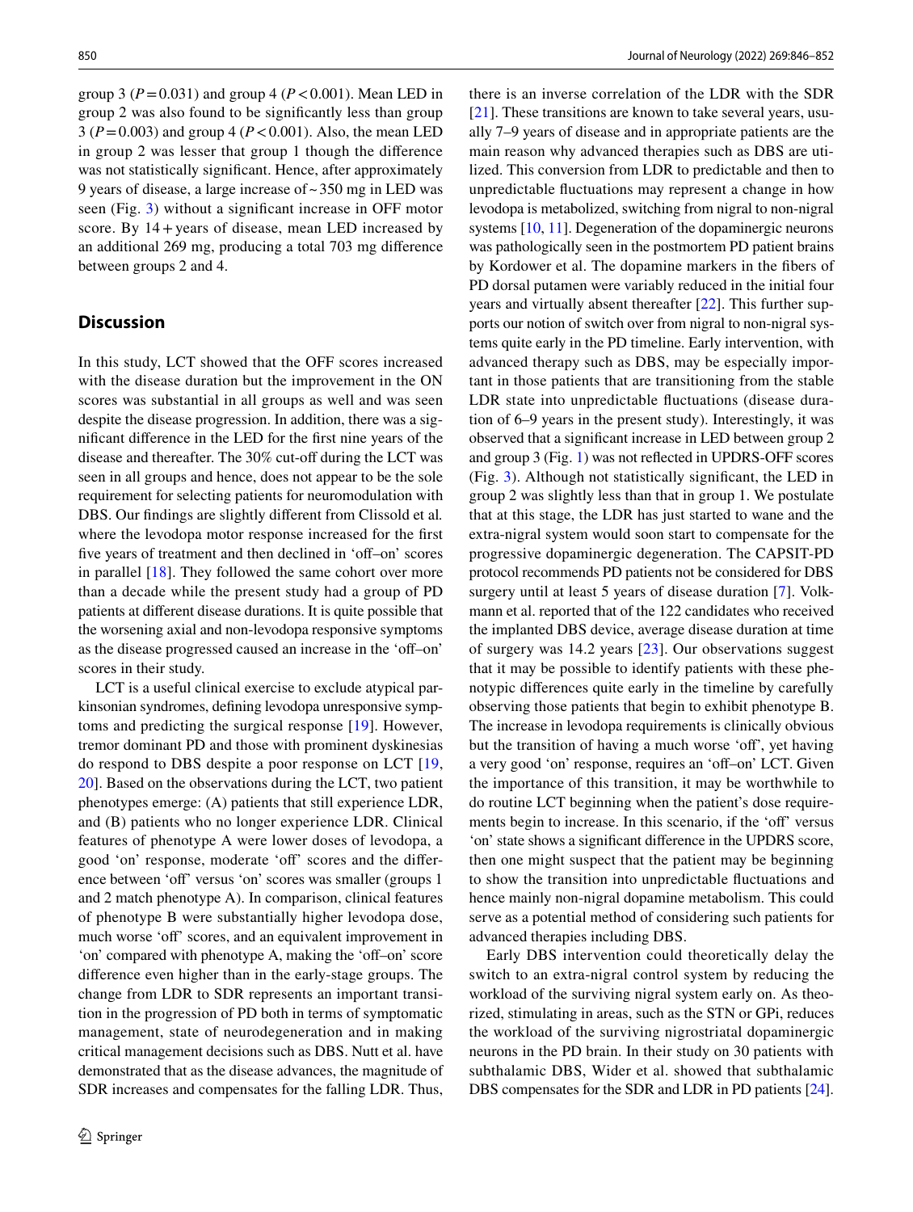group 3 ($P = 0.031$) and group 4 ($P < 0.001$). Mean LED in group 2 was also found to be significantly less than group 3 ($P = 0.003$) and group 4 ($P < 0.001$). Also, the mean LED in group 2 was lesser that group 1 though the difference was not statistically significant. Hence, after approximately 9 years of disease, a large increase of ~ 350 mg in LED was seen (Fig. 3) without a significant increase in OFF motor score. By 14 + years of disease, mean LED increased by an additional 269 mg, producing a total 703 mg difference between groups 2 and 4.

## Discussion

In this study, LCT showed that the OFF scores increased with the disease duration but the improvement in the ON scores was substantial in all groups as well and was seen despite the disease progression. In addition, there was a significant difference in the LED for the first nine years of the disease and thereafter. The 30% cut-off during the LCT was seen in all groups and hence, does not appear to be the sole requirement for selecting patients for neuromodulation with DBS. Our findings are slightly different from Clissold et al. where the levodopa motor response increased for the first five years of treatment and then declined in 'off–on' scores in parallel [18]. They followed the same cohort over more than a decade while the present study had a group of PD patients at different disease durations. It is quite possible that the worsening axial and non-levodopa responsive symptoms as the disease progressed caused an increase in the 'off–on' scores in their study.

LCT is a useful clinical exercise to exclude atypical parkinsonian syndromes, defining levodopa unresponsive symptoms and predicting the surgical response [19]. However, tremor dominant PD and those with prominent dyskinesias do respond to DBS despite a poor response on LCT [19, 20]. Based on the observations during the LCT, two patient phenotypes emerge: (A) patients that still experience LDR, and (B) patients who no longer experience LDR. Clinical features of phenotype A were lower doses of levodopa, a good 'on' response, moderate 'off' scores and the difference between 'off' versus 'on' scores was smaller (groups 1 and 2 match phenotype A). In comparison, clinical features of phenotype B were substantially higher levodopa dose, much worse 'off' scores, and an equivalent improvement in 'on' compared with phenotype A, making the 'off–on' score difference even higher than in the early-stage groups. The change from LDR to SDR represents an important transition in the progression of PD both in terms of symptomatic management, state of neurodegeneration and in making critical management decisions such as DBS. Nutt et al. have demonstrated that as the disease advances, the magnitude of SDR increases and compensates for the falling LDR. Thus, there is an inverse correlation of the LDR with the SDR [21]. These transitions are known to take several years, usually 7–9 years of disease and in appropriate patients are the main reason why advanced therapies such as DBS are utilized. This conversion from LDR to predictable and then to unpredictable fluctuations may represent a change in how levodopa is metabolized, switching from nigral to non-nigral systems [10, 11]. Degeneration of the dopaminergic neurons was pathologically seen in the postmortem PD patient brains by Kordower et al. The dopamine markers in the fibers of PD dorsal putamen were variably reduced in the initial four years and virtually absent thereafter [22]. This further supports our notion of switch over from nigral to non-nigral systems quite early in the PD timeline. Early intervention, with advanced therapy such as DBS, may be especially important in those patients that are transitioning from the stable LDR state into unpredictable fluctuations (disease duration of 6–9 years in the present study). Interestingly, it was observed that a significant increase in LED between group 2 and group 3 (Fig. 1) was not reflected in UPDRS-OFF scores (Fig. 3). Although not statistically significant, the LED in group 2 was slightly less than that in group 1. We postulate that at this stage, the LDR has just started to wane and the extra-nigral system would soon start to compensate for the progressive dopaminergic degeneration. The CAPSIT-PD protocol recommends PD patients not be considered for DBS surgery until at least 5 years of disease duration [7]. Volkmann et al. reported that of the 122 candidates who received the implanted DBS device, average disease duration at time of surgery was 14.2 years [23]. Our observations suggest that it may be possible to identify patients with these phenotypic differences quite early in the timeline by carefully observing those patients that begin to exhibit phenotype B. The increase in levodopa requirements is clinically obvious but the transition of having a much worse 'off', yet having a very good 'on' response, requires an 'off–on' LCT. Given the importance of this transition, it may be worthwhile to do routine LCT beginning when the patient's dose requirements begin to increase. In this scenario, if the 'off' versus 'on' state shows a significant difference in the UPDRS score, then one might suspect that the patient may be beginning to show the transition into unpredictable fluctuations and hence mainly non-nigral dopamine metabolism. This could serve as a potential method of considering such patients for advanced therapies including DBS.

Early DBS intervention could theoretically delay the switch to an extra-nigral control system by reducing the workload of the surviving nigral system early on. As theorized, stimulating in areas, such as the STN or GPi, reduces the workload of the surviving nigrostriatal dopaminergic neurons in the PD brain. In their study on 30 patients with subthalamic DBS, Wider et al. showed that subthalamic DBS compensates for the SDR and LDR in PD patients [24].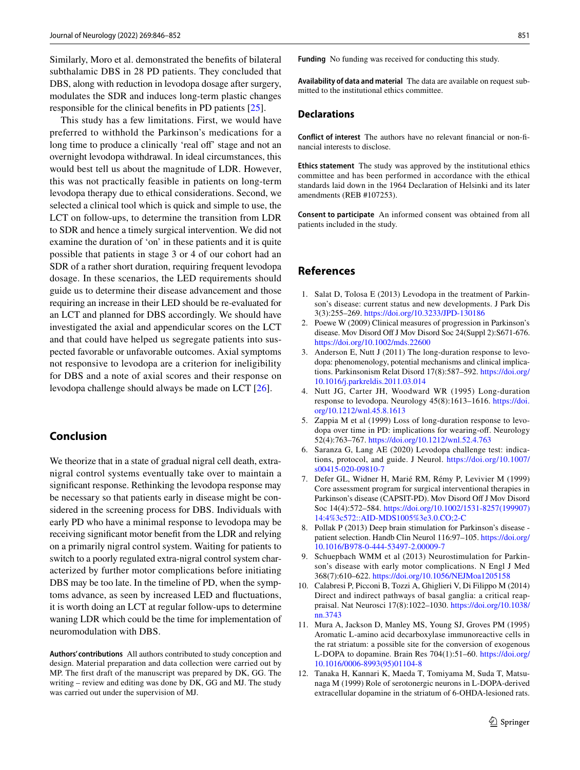Similarly, Moro et al. demonstrated the benefits of bilateral subthalamic DBS in 28 PD patients. They concluded that DBS, along with reduction in levodopa dosage after surgery, modulates the SDR and induces long-term plastic changes responsible for the clinical benefits in PD patients [25].

This study has a few limitations. First, we would have preferred to withhold the Parkinson's medications for a long time to produce a clinically 'real off' stage and not an overnight levodopa withdrawal. In ideal circumstances, this would best tell us about the magnitude of LDR. However, this was not practically feasible in patients on long-term levodopa therapy due to ethical considerations. Second, we selected a clinical tool which is quick and simple to use, the LCT on follow-ups, to determine the transition from LDR to SDR and hence a timely surgical intervention. We did not examine the duration of 'on' in these patients and it is quite possible that patients in stage 3 or 4 of our cohort had an SDR of a rather short duration, requiring frequent levodopa dosage. In these scenarios, the LED requirements should guide us to determine their disease advancement and those requiring an increase in their LED should be re-evaluated for an LCT and planned for DBS accordingly. We should have investigated the axial and appendicular scores on the LCT and that could have helped us segregate patients into suspected favorable or unfavorable outcomes. Axial symptoms not responsive to levodopa are a criterion for ineligibility for DBS and a note of axial scores and their response on levodopa challenge should always be made on LCT [26].

## Conclusion

We theorize that in a state of gradual nigral cell death, extra-nigral control systems eventually take over to maintain a significant response. Rethinking the levodopa response may be necessary so that patients early in disease might be considered in the screening process for DBS. Individuals with early PD who have a minimal response to levodopa may be receiving significant motor benefit from the LDR and relying on a primarily nigral control system. Waiting for patients to switch to a poorly regulated extra-nigral control system characterized by further motor complications before initiating DBS may be too late. In the timeline of PD, when the symptoms advance, as seen by increased LED and fluctuations, it is worth doing an LCT at regular follow-ups to determine waning LDR which could be the time for implementation of neuromodulation with DBS.

**Authors' contributions** All authors contributed to study conception and design. Material preparation and data collection were carried out by MP. The first draft of the manuscript was prepared by DK, GG. The writing – review and editing was done by DK, GG and MJ. The study was carried out under the supervision of MJ.

**Funding** No funding was received for conducting this study.

**Availability of data and material** The data are available on request submitted to the institutional ethics committee.

## Declarations

**Conflict of interest** The authors have no relevant financial or non-financial interests to disclose.

**Ethics statement** The study was approved by the institutional ethics committee and has been performed in accordance with the ethical standards laid down in the 1964 Declaration of Helsinki and its later amendments (REB #107253).

**Consent to participate** An informed consent was obtained from all patients included in the study.

## References

1. Salat D, Tolosa E (2013) Levodopa in the treatment of Parkinson's disease: current status and new developments. J Park Dis 3(3):255–269. https://doi.org/10.3233/JPD-130186
2. Poewe W (2009) Clinical measures of progression in Parkinson's disease. Mov Disord Off J Mov Disord Soc 24(Suppl 2):S671-676. https://doi.org/10.1002/mds.22600
3. Anderson E, Nutt J (2011) The long-duration response to levodopa: phenomenology, potential mechanisms and clinical implications. Parkinsonism Relat Disord 17(8):587–592. https://doi.org/10.1016/j.parkreldis.2011.03.014
4. Nutt JG, Carter JH, Woodward WR (1995) Long-duration response to levodopa. Neurology 45(8):1613–1616. https://doi.org/10.1212/wnl.45.8.1613
5. Zappia M et al (1999) Loss of long-duration response to levodopa over time in PD: implications for wearing-off. Neurology 52(4):763–767. https://doi.org/10.1212/wnl.52.4.763
6. Saranza G, Lang AE (2020) Levodopa challenge test: indications, protocol, and guide. J Neurol. https://doi.org/10.1007/s00415-020-09810-7
7. Defer GL, Widner H, Marié RM, Rémy P, Levivier M (1999) Core assessment program for surgical interventional therapies in Parkinson's disease (CAPSIT-PD). Mov Disord Off J Mov Disord Soc 14(4):572–584. https://doi.org/10.1002/1531-8257(199907)14:4%3c572::AID-MDS1005%3e3.0.CO;2-C
8. Pollak P (2013) Deep brain stimulation for Parkinson's disease - patient selection. Handb Clin Neurol 116:97–105. https://doi.org/10.1016/B978-0-444-53497-2.00009-7
9. Schuepbach WMM et al (2013) Neurostimulation for Parkinson's disease with early motor complications. N Engl J Med 368(7):610–622. https://doi.org/10.1056/NEJMoa1205158
10. Calabresi P, Picconi B, Tozzi A, Ghiglieri V, Di Filippo M (2014) Direct and indirect pathways of basal ganglia: a critical reappraisal. Nat Neurosci 17(8):1022–1030. https://doi.org/10.1038/nn.3743
11. Mura A, Jackson D, Manley MS, Young SJ, Groves PM (1995) Aromatic L-amino acid decarboxylase immunoreactive cells in the rat striatum: a possible site for the conversion of exogenous L-DOPA to dopamine. Brain Res 704(1):51–60. https://doi.org/10.1016/0006-8993(95)01104-8
12. Tanaka H, Kannari K, Maeda T, Tomiyama M, Suda T, Matsunaga M (1999) Role of serotonergic neurons in L-DOPA-derived extracellular dopamine in the striatum of 6-OHDA-lesioned rats.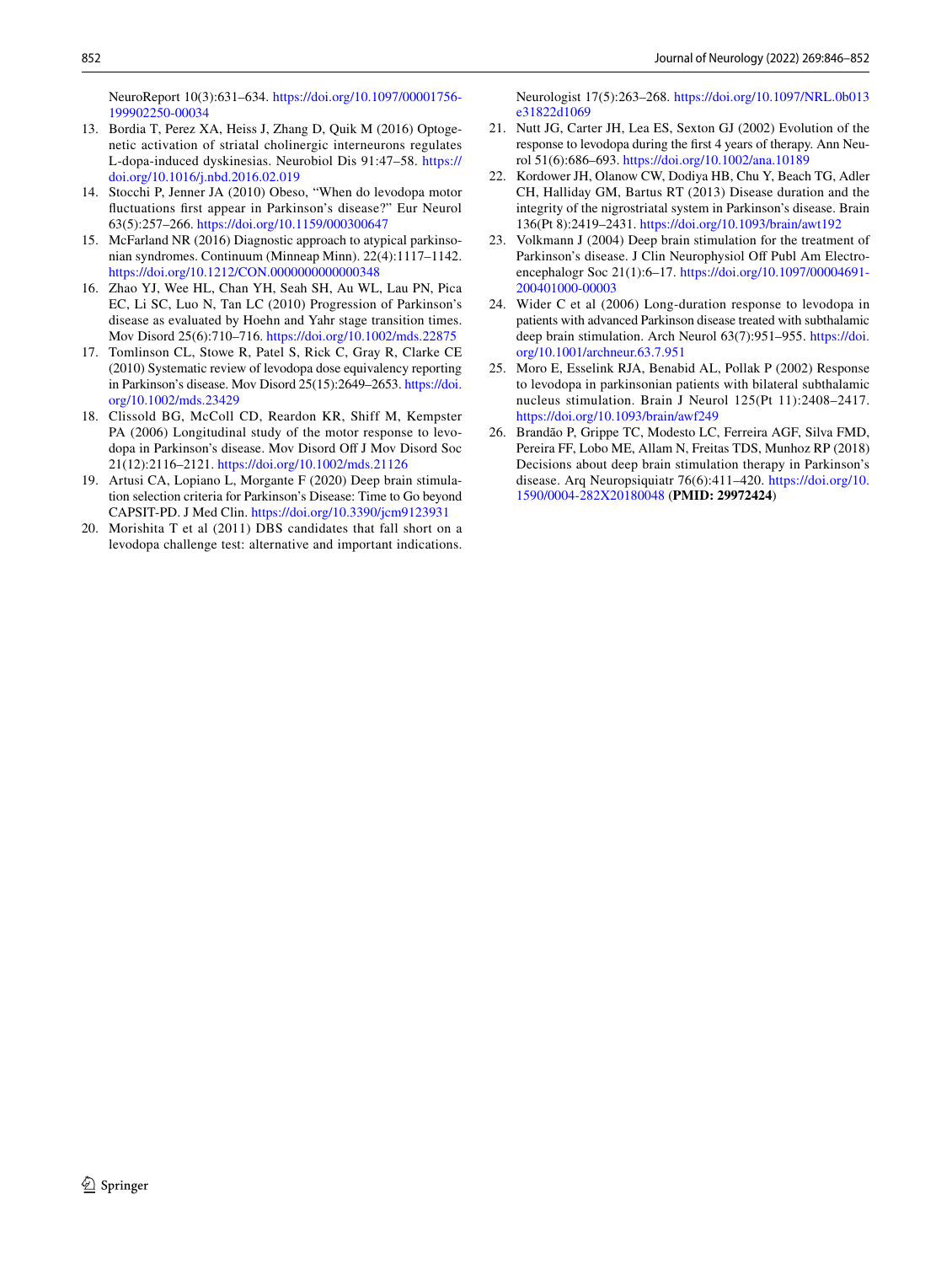NeuroReport 10(3):631–634. https://doi.org/10.1097/00001756-199902250-00034

13. Bordia T, Perez XA, Heiss J, Zhang D, Quik M (2016) Optogenetic activation of striatal cholinergic interneurons regulates L-dopa-induced dyskinesias. Neurobiol Dis 91:47–58. https://doi.org/10.1016/j.nbd.2016.02.019
14. Stocchi P, Jenner JA (2010) Obeso, "When do levodopa motor fluctuations first appear in Parkinson's disease?" Eur Neurol 63(5):257–266. https://doi.org/10.1159/000300647
15. McFarland NR (2016) Diagnostic approach to atypical parkinsonian syndromes. Continuum (Minneap Minn). 22(4):1117–1142. https://doi.org/10.1212/CON.0000000000000348
16. Zhao YJ, Wee HL, Chan YH, Seah SH, Au WL, Lau PN, Pica EC, Li SC, Luo N, Tan LC (2010) Progression of Parkinson's disease as evaluated by Hoehn and Yahr stage transition times. Mov Disord 25(6):710–716. https://doi.org/10.1002/mds.22875
17. Tomlinson CL, Stowe R, Patel S, Rick C, Gray R, Clarke CE (2010) Systematic review of levodopa dose equivalency reporting in Parkinson's disease. Mov Disord 25(15):2649–2653. https://doi.org/10.1002/mds.23429
18. Clissold BG, McColl CD, Reardon KR, Shiff M, Kempster PA (2006) Longitudinal study of the motor response to levodopa in Parkinson's disease. Mov Disord Off J Mov Disord Soc 21(12):2116–2121. https://doi.org/10.1002/mds.21126
19. Artusi CA, Lopiano L, Morgante F (2020) Deep brain stimulation selection criteria for Parkinson's Disease: Time to Go beyond CAPSIT-PD. J Med Clin. https://doi.org/10.3390/jcm9123931
20. Morishita T et al (2011) DBS candidates that fall short on a levodopa challenge test: alternative and important indications. Neurologist 17(5):263–268. https://doi.org/10.1097/NRL.0b013e31822d1069
21. Nutt JG, Carter JH, Lea ES, Sexton GJ (2002) Evolution of the response to levodopa during the first 4 years of therapy. Ann Neurol 51(6):686–693. https://doi.org/10.1002/ana.10189
22. Kordower JH, Olanow CW, Dodiya HB, Chu Y, Beach TG, Adler CH, Halliday GM, Bartus RT (2013) Disease duration and the integrity of the nigrostriatal system in Parkinson's disease. Brain 136(Pt 8):2419–2431. https://doi.org/10.1093/brain/awt192
23. Volkmann J (2004) Deep brain stimulation for the treatment of Parkinson's disease. J Clin Neurophysiol Off Publ Am Electroencephalogr Soc 21(1):6–17. https://doi.org/10.1097/00004691-200401000-00003
24. Wider C et al (2006) Long-duration response to levodopa in patients with advanced Parkinson disease treated with subthalamic deep brain stimulation. Arch Neurol 63(7):951–955. https://doi.org/10.1001/archneur.63.7.951
25. Moro E, Esselink RJA, Benabid AL, Pollak P (2002) Response to levodopa in parkinsonian patients with bilateral subthalamic nucleus stimulation. Brain J Neurol 125(Pt 11):2408–2417. https://doi.org/10.1093/brain/awf249
26. Brandão P, Grippe TC, Modesto LC, Ferreira AGF, Silva FMD, Pereira FF, Lobo ME, Allam N, Freitas TDS, Munhoz RP (2018) Decisions about deep brain stimulation therapy in Parkinson's disease. Arq Neuropsiquiatr 76(6):411–420. https://doi.org/10.1590/0004-282X20180048 **(PMID: 29972424)**